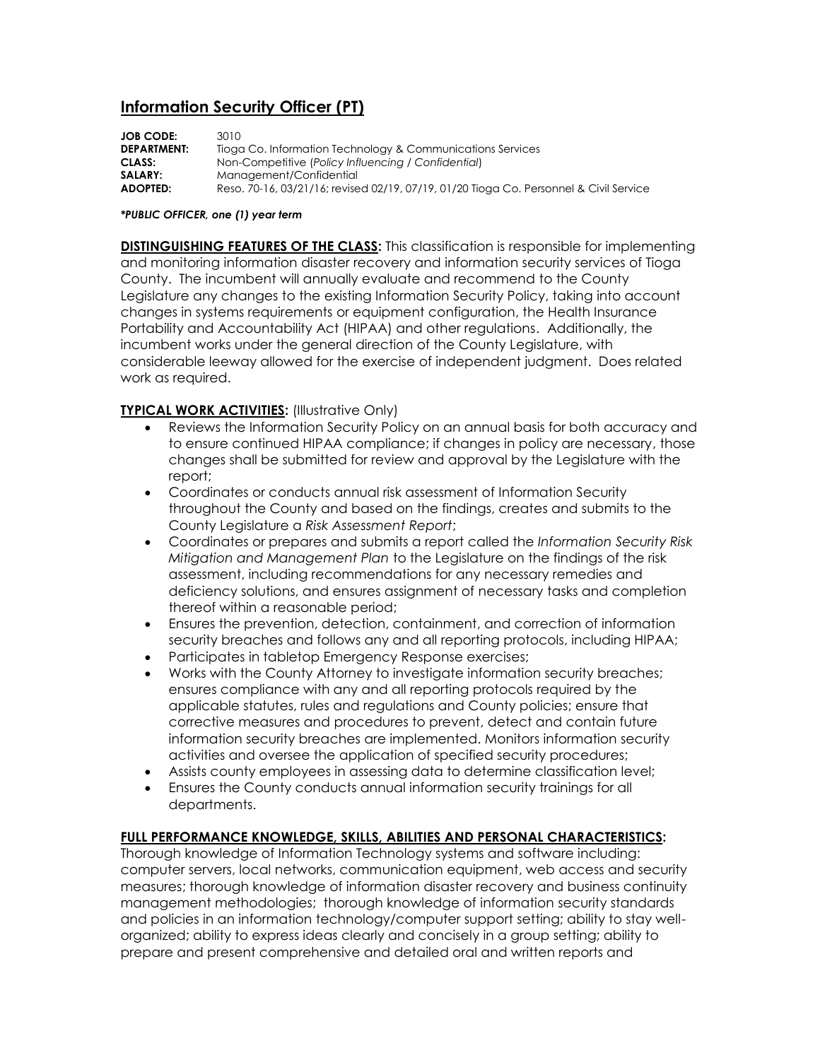# Information Security Officer (PT)

**JOB CODE:** 3010
**DEPARTMENT:** Tioga Co. Information Technology & Communications Services
**CLASS:** Non-Competitive (*Policy Influencing / Confidential*)
**SALARY:** Management/Confidential
**ADOPTED:** Reso. 70-16, 03/21/16; revised 02/19, 07/19, 01/20 Tioga Co. Personnel & Civil Service

***PUBLIC OFFICER, one (1) year term***

**DISTINGUISHING FEATURES OF THE CLASS:** This classification is responsible for implementing and monitoring information disaster recovery and information security services of Tioga County. The incumbent will annually evaluate and recommend to the County Legislature any changes to the existing Information Security Policy, taking into account changes in systems requirements or equipment configuration, the Health Insurance Portability and Accountability Act (HIPAA) and other regulations. Additionally, the incumbent works under the general direction of the County Legislature, with considerable leeway allowed for the exercise of independent judgment. Does related work as required.

**TYPICAL WORK ACTIVITIES:** (Illustrative Only)

- Reviews the Information Security Policy on an annual basis for both accuracy and to ensure continued HIPAA compliance; if changes in policy are necessary, those changes shall be submitted for review and approval by the Legislature with the report;
- Coordinates or conducts annual risk assessment of Information Security throughout the County and based on the findings, creates and submits to the County Legislature a *Risk Assessment Report*;
- Coordinates or prepares and submits a report called the *Information Security Risk Mitigation and Management Plan* to the Legislature on the findings of the risk assessment, including recommendations for any necessary remedies and deficiency solutions, and ensures assignment of necessary tasks and completion thereof within a reasonable period;
- Ensures the prevention, detection, containment, and correction of information security breaches and follows any and all reporting protocols, including HIPAA;
- Participates in tabletop Emergency Response exercises;
- Works with the County Attorney to investigate information security breaches; ensures compliance with any and all reporting protocols required by the applicable statutes, rules and regulations and County policies; ensure that corrective measures and procedures to prevent, detect and contain future information security breaches are implemented. Monitors information security activities and oversee the application of specified security procedures;
- Assists county employees in assessing data to determine classification level;
- Ensures the County conducts annual information security trainings for all departments.

**FULL PERFORMANCE KNOWLEDGE, SKILLS, ABILITIES AND PERSONAL CHARACTERISTICS:**
Thorough knowledge of Information Technology systems and software including: computer servers, local networks, communication equipment, web access and security measures; thorough knowledge of information disaster recovery and business continuity management methodologies; thorough knowledge of information security standards and policies in an information technology/computer support setting; ability to stay well-organized; ability to express ideas clearly and concisely in a group setting; ability to prepare and present comprehensive and detailed oral and written reports and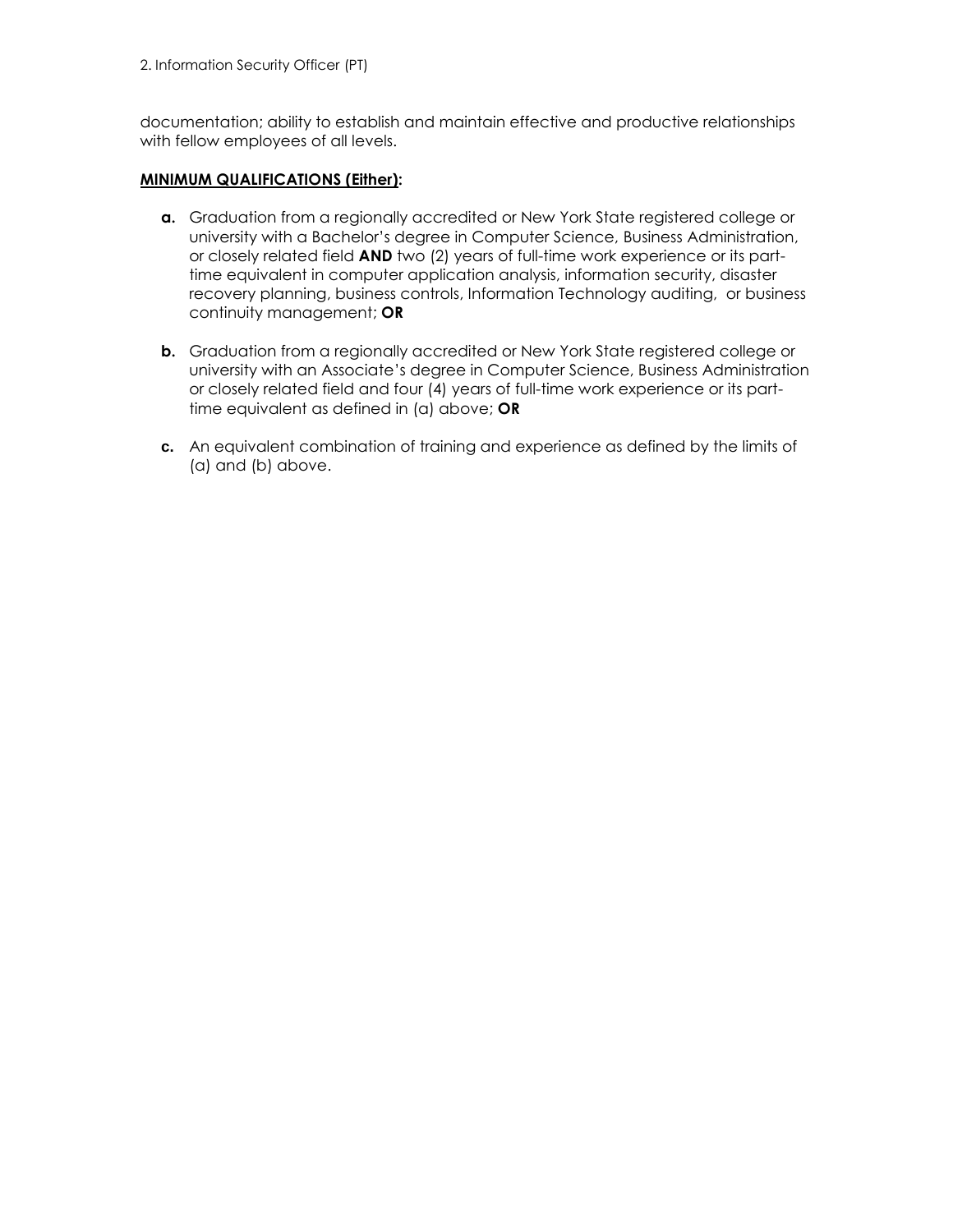documentation; ability to establish and maintain effective and productive relationships with fellow employees of all levels.

**MINIMUM QUALIFICATIONS (Either):**

**a.** Graduation from a regionally accredited or New York State registered college or university with a Bachelor's degree in Computer Science, Business Administration, or closely related field **AND** two (2) years of full-time work experience or its part-time equivalent in computer application analysis, information security, disaster recovery planning, business controls, Information Technology auditing, or business continuity management; **OR**

**b.** Graduation from a regionally accredited or New York State registered college or university with an Associate's degree in Computer Science, Business Administration or closely related field and four (4) years of full-time work experience or its part-time equivalent as defined in (a) above; **OR**

**c.** An equivalent combination of training and experience as defined by the limits of (a) and (b) above.